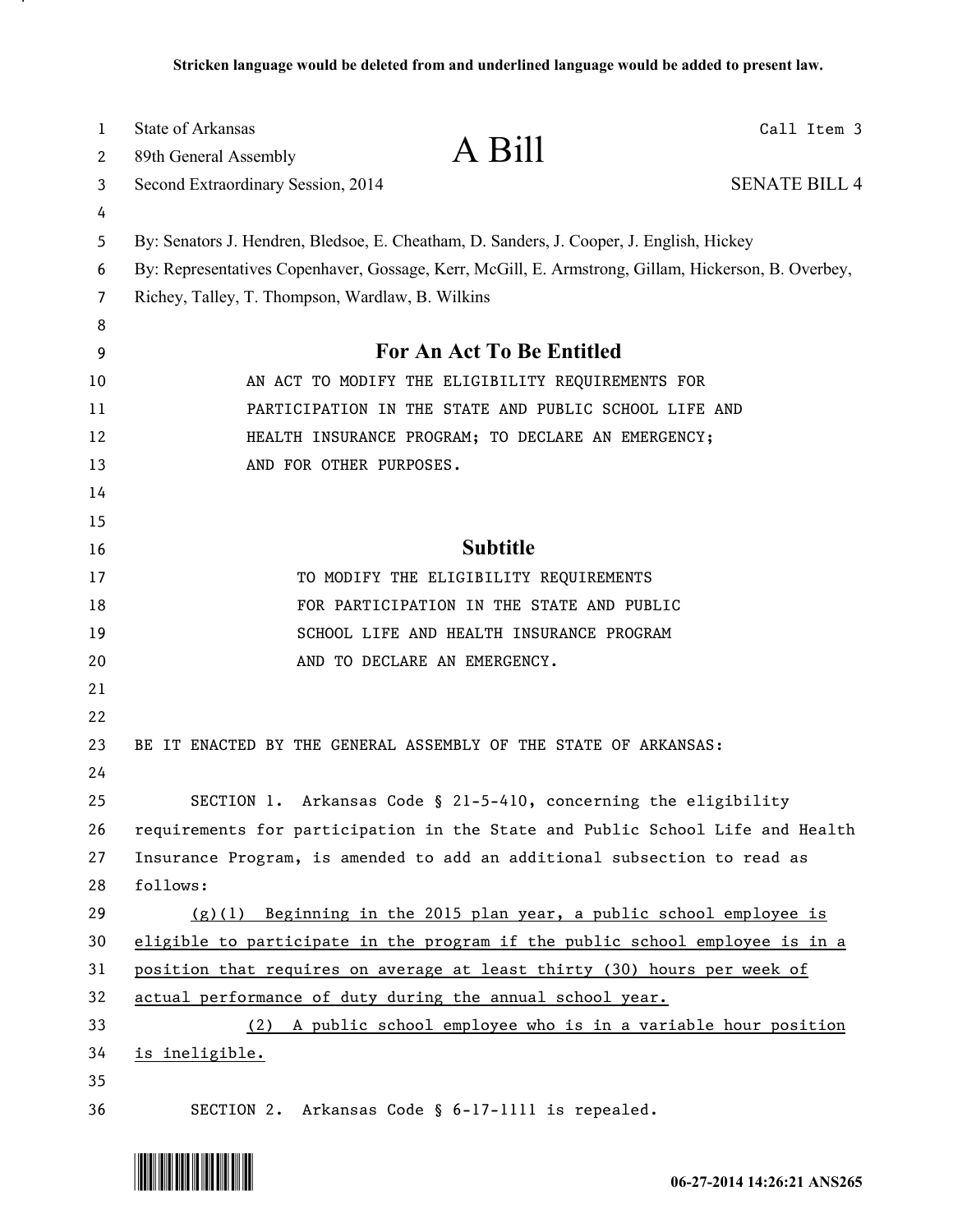**Stricken language would be deleted from and underlined language would be added to present law.**

State of Arkansas
89th General Assembly
Second Extraordinary Session, 2014

Call Item 3

# A Bill

SENATE BILL 4

By: Senators J. Hendren, Bledsoe, E. Cheatham, D. Sanders, J. Cooper, J. English, Hickey
By: Representatives Copenhaver, Gossage, Kerr, McGill, E. Armstrong, Gillam, Hickerson, B. Overbey, Richey, Talley, T. Thompson, Wardlaw, B. Wilkins

## For An Act To Be Entitled

AN ACT TO MODIFY THE ELIGIBILITY REQUIREMENTS FOR PARTICIPATION IN THE STATE AND PUBLIC SCHOOL LIFE AND HEALTH INSURANCE PROGRAM; TO DECLARE AN EMERGENCY; AND FOR OTHER PURPOSES.

## Subtitle

TO MODIFY THE ELIGIBILITY REQUIREMENTS FOR PARTICIPATION IN THE STATE AND PUBLIC SCHOOL LIFE AND HEALTH INSURANCE PROGRAM AND TO DECLARE AN EMERGENCY.

BE IT ENACTED BY THE GENERAL ASSEMBLY OF THE STATE OF ARKANSAS:

SECTION 1. Arkansas Code § 21-5-410, concerning the eligibility requirements for participation in the State and Public School Life and Health Insurance Program, is amended to add an additional subsection to read as follows:

<u>(g)(1) Beginning in the 2015 plan year, a public school employee is eligible to participate in the program if the public school employee is in a position that requires on average at least thirty (30) hours per week of actual performance of duty during the annual school year.</u>

<u>(2) A public school employee who is in a variable hour position is ineligible.</u>

SECTION 2. Arkansas Code § 6-17-1111 is repealed.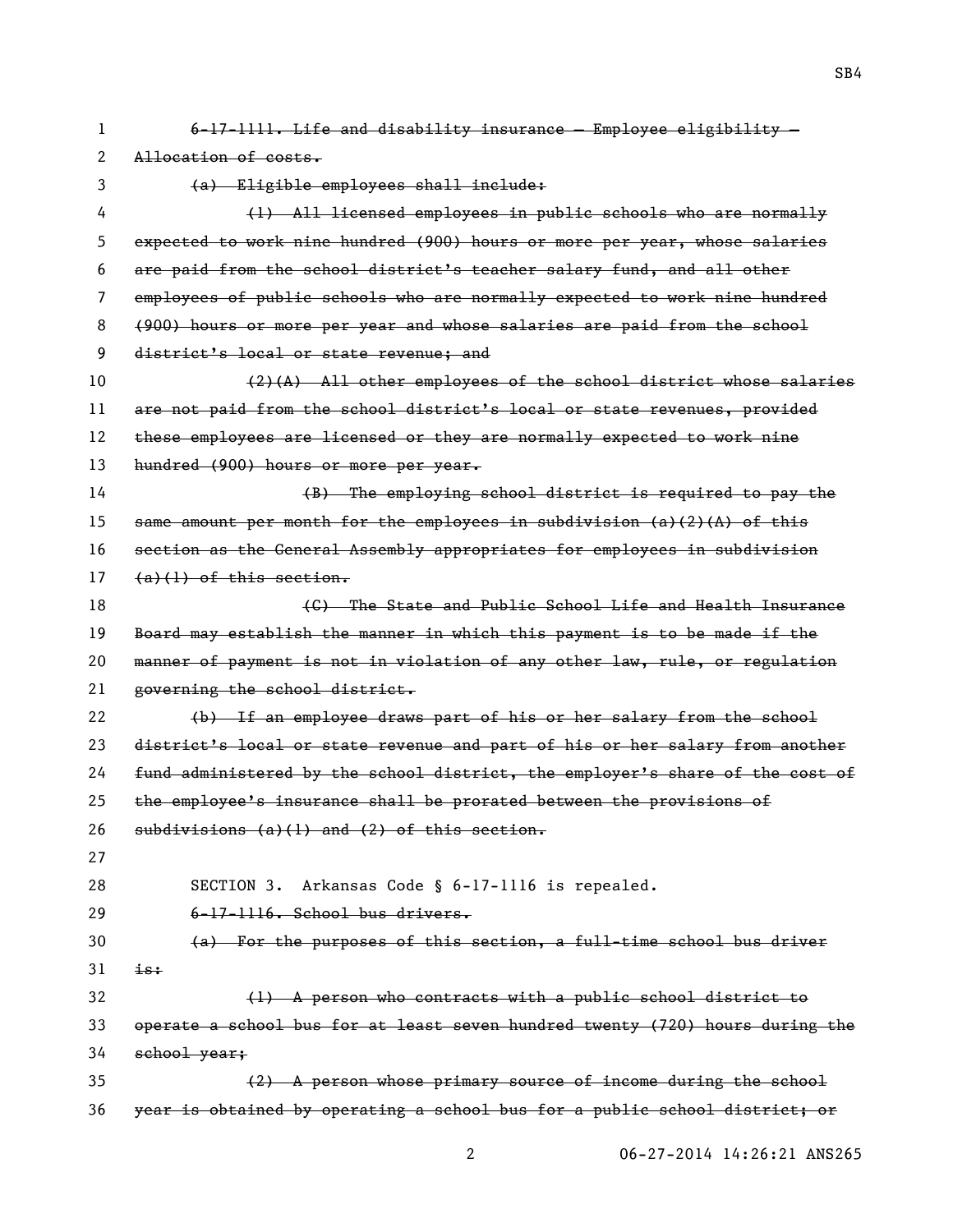~~6-17-1111. Life and disability insurance — Employee eligibility — Allocation of costs.~~

~~(a) Eligible employees shall include:~~

~~(1) All licensed employees in public schools who are normally expected to work nine hundred (900) hours or more per year, whose salaries are paid from the school district's teacher salary fund, and all other employees of public schools who are normally expected to work nine hundred (900) hours or more per year and whose salaries are paid from the school district's local or state revenue; and~~

~~(2)(A) All other employees of the school district whose salaries are not paid from the school district's local or state revenues, provided these employees are licensed or they are normally expected to work nine hundred (900) hours or more per year.~~

~~(B) The employing school district is required to pay the same amount per month for the employees in subdivision (a)(2)(A) of this section as the General Assembly appropriates for employees in subdivision (a)(1) of this section.~~

~~(C) The State and Public School Life and Health Insurance Board may establish the manner in which this payment is to be made if the manner of payment is not in violation of any other law, rule, or regulation governing the school district.~~

~~(b) If an employee draws part of his or her salary from the school district's local or state revenue and part of his or her salary from another fund administered by the school district, the employer's share of the cost of the employee's insurance shall be prorated between the provisions of subdivisions (a)(1) and (2) of this section.~~

SECTION 3. Arkansas Code § 6-17-1116 is repealed.

~~6-17-1116. School bus drivers.~~

~~(a) For the purposes of this section, a full-time school bus driver is:~~

~~(1) A person who contracts with a public school district to operate a school bus for at least seven hundred twenty (720) hours during the school year;~~

~~(2) A person whose primary source of income during the school year is obtained by operating a school bus for a public school district; or~~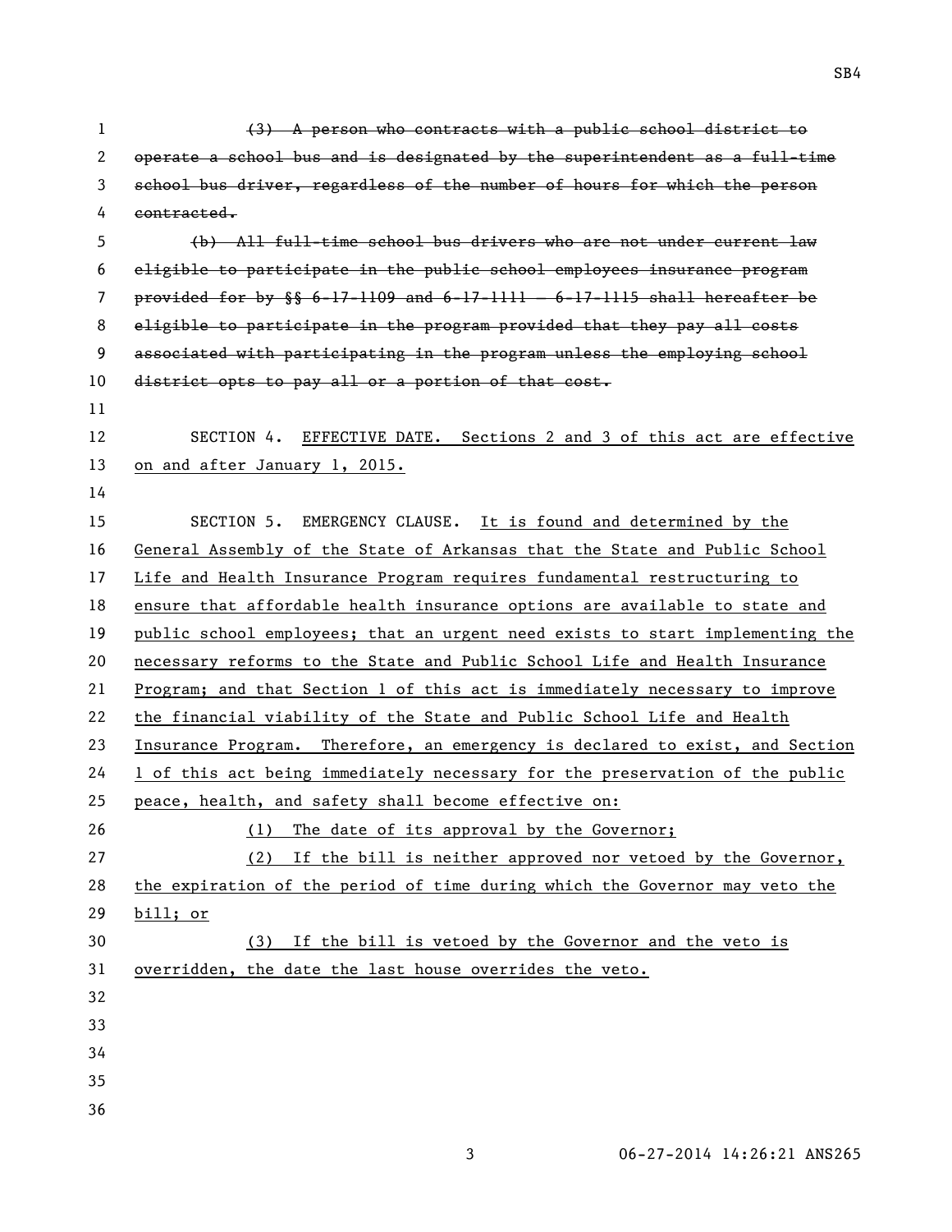~~(3) A person who contracts with a public school district to operate a school bus and is designated by the superintendent as a full-time school bus driver, regardless of the number of hours for which the person contracted.~~

~~(b) All full-time school bus drivers who are not under current law eligible to participate in the public school employees insurance program provided for by §§ 6-17-1109 and 6-17-1111 — 6-17-1115 shall hereafter be eligible to participate in the program provided that they pay all costs associated with participating in the program unless the employing school district opts to pay all or a portion of that cost.~~

SECTION 4. EFFECTIVE DATE. Sections 2 and 3 of this act are effective on and after January 1, 2015.

SECTION 5. EMERGENCY CLAUSE. It is found and determined by the General Assembly of the State of Arkansas that the State and Public School Life and Health Insurance Program requires fundamental restructuring to ensure that affordable health insurance options are available to state and public school employees; that an urgent need exists to start implementing the necessary reforms to the State and Public School Life and Health Insurance Program; and that Section 1 of this act is immediately necessary to improve the financial viability of the State and Public School Life and Health Insurance Program. Therefore, an emergency is declared to exist, and Section 1 of this act being immediately necessary for the preservation of the public peace, health, and safety shall become effective on:

(1) The date of its approval by the Governor;

(2) If the bill is neither approved nor vetoed by the Governor, the expiration of the period of time during which the Governor may veto the bill; or

(3) If the bill is vetoed by the Governor and the veto is overridden, the date the last house overrides the veto.